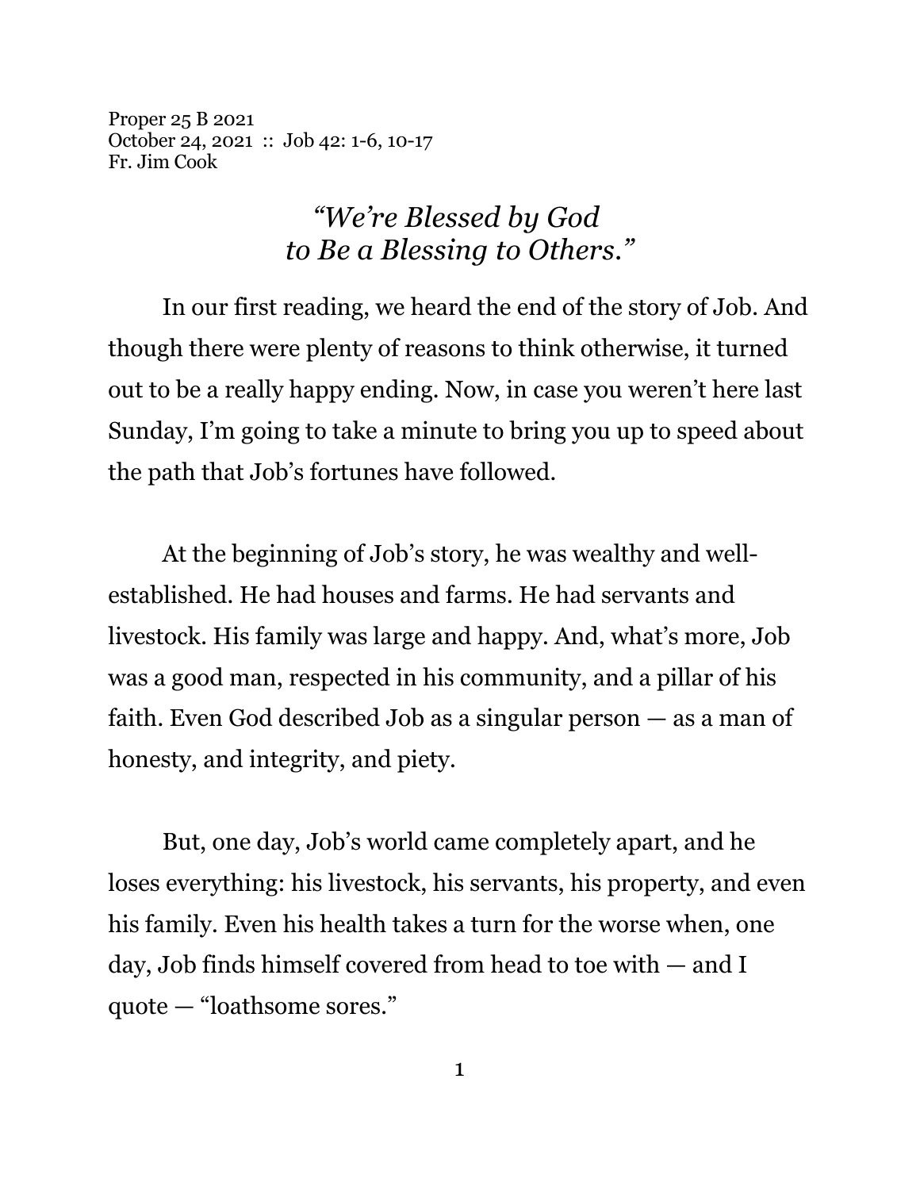Proper 25 B 2021
October 24, 2021 :: Job 42: 1-6, 10-17
Fr. Jim Cook

# *"We're Blessed by God to Be a Blessing to Others."*

In our first reading, we heard the end of the story of Job. And though there were plenty of reasons to think otherwise, it turned out to be a really happy ending. Now, in case you weren't here last Sunday, I'm going to take a minute to bring you up to speed about the path that Job's fortunes have followed.

At the beginning of Job's story, he was wealthy and well-established. He had houses and farms. He had servants and livestock. His family was large and happy. And, what's more, Job was a good man, respected in his community, and a pillar of his faith. Even God described Job as a singular person — as a man of honesty, and integrity, and piety.

But, one day, Job's world came completely apart, and he loses everything: his livestock, his servants, his property, and even his family. Even his health takes a turn for the worse when, one day, Job finds himself covered from head to toe with — and I quote — "loathsome sores."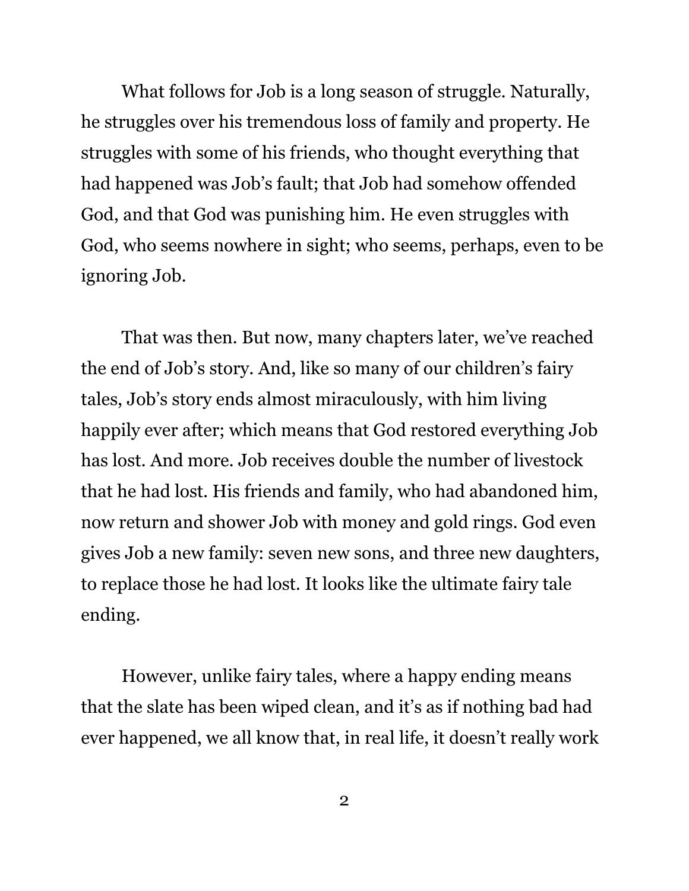What follows for Job is a long season of struggle. Naturally, he struggles over his tremendous loss of family and property. He struggles with some of his friends, who thought everything that had happened was Job's fault; that Job had somehow offended God, and that God was punishing him. He even struggles with God, who seems nowhere in sight; who seems, perhaps, even to be ignoring Job.

That was then. But now, many chapters later, we've reached the end of Job's story. And, like so many of our children's fairy tales, Job's story ends almost miraculously, with him living happily ever after; which means that God restored everything Job has lost. And more. Job receives double the number of livestock that he had lost. His friends and family, who had abandoned him, now return and shower Job with money and gold rings. God even gives Job a new family: seven new sons, and three new daughters, to replace those he had lost. It looks like the ultimate fairy tale ending.

However, unlike fairy tales, where a happy ending means that the slate has been wiped clean, and it's as if nothing bad had ever happened, we all know that, in real life, it doesn't really work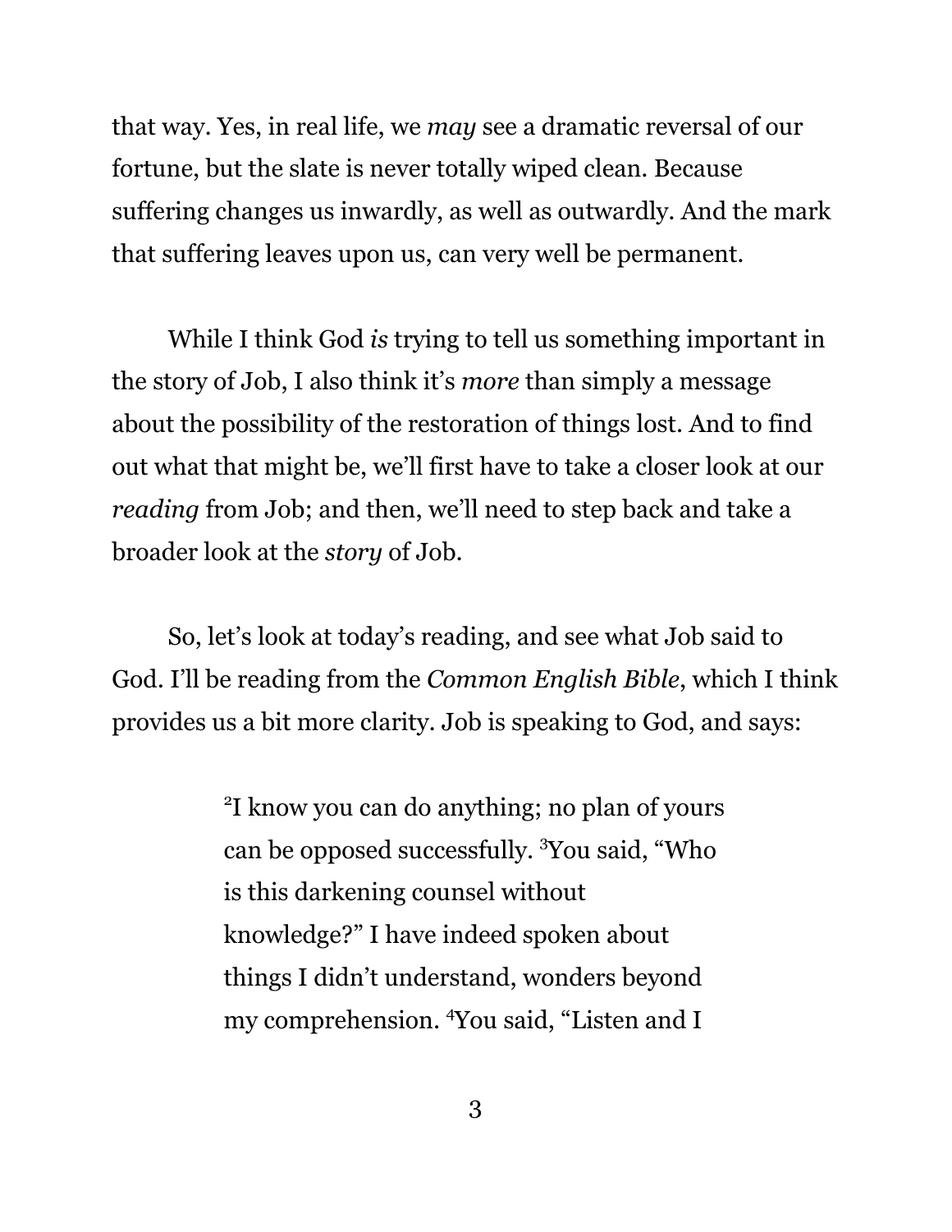that way. Yes, in real life, we *may* see a dramatic reversal of our fortune, but the slate is never totally wiped clean. Because suffering changes us inwardly, as well as outwardly. And the mark that suffering leaves upon us, can very well be permanent.

While I think God *is* trying to tell us something important in the story of Job, I also think it's *more* than simply a message about the possibility of the restoration of things lost. And to find out what that might be, we'll first have to take a closer look at our *reading* from Job; and then, we'll need to step back and take a broader look at the *story* of Job.

So, let's look at today's reading, and see what Job said to God. I'll be reading from the *Common English Bible*, which I think provides us a bit more clarity. Job is speaking to God, and says:

> [2]I know you can do anything; no plan of yours can be opposed successfully. [3]You said, "Who is this darkening counsel without knowledge?" I have indeed spoken about things I didn't understand, wonders beyond my comprehension. [4]You said, "Listen and I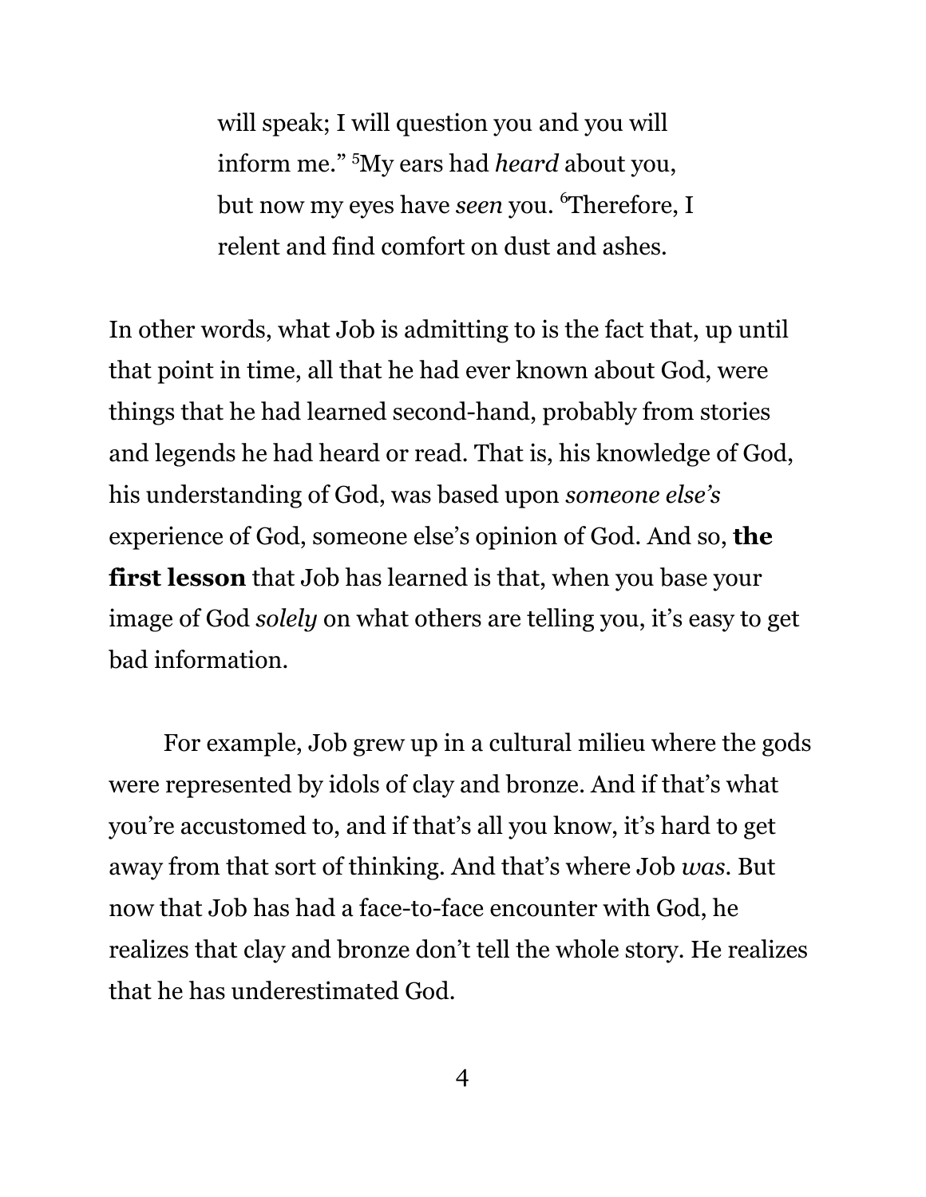> will speak; I will question you and you will inform me." [5]My ears had *heard* about you, but now my eyes have *seen* you. [6]Therefore, I relent and find comfort on dust and ashes.

In other words, what Job is admitting to is the fact that, up until that point in time, all that he had ever known about God, were things that he had learned second-hand, probably from stories and legends he had heard or read. That is, his knowledge of God, his understanding of God, was based upon *someone else's* experience of God, someone else's opinion of God. And so, **the first lesson** that Job has learned is that, when you base your image of God *solely* on what others are telling you, it's easy to get bad information.

For example, Job grew up in a cultural milieu where the gods were represented by idols of clay and bronze. And if that's what you're accustomed to, and if that's all you know, it's hard to get away from that sort of thinking. And that's where Job *was*. But now that Job has had a face-to-face encounter with God, he realizes that clay and bronze don't tell the whole story. He realizes that he has underestimated God.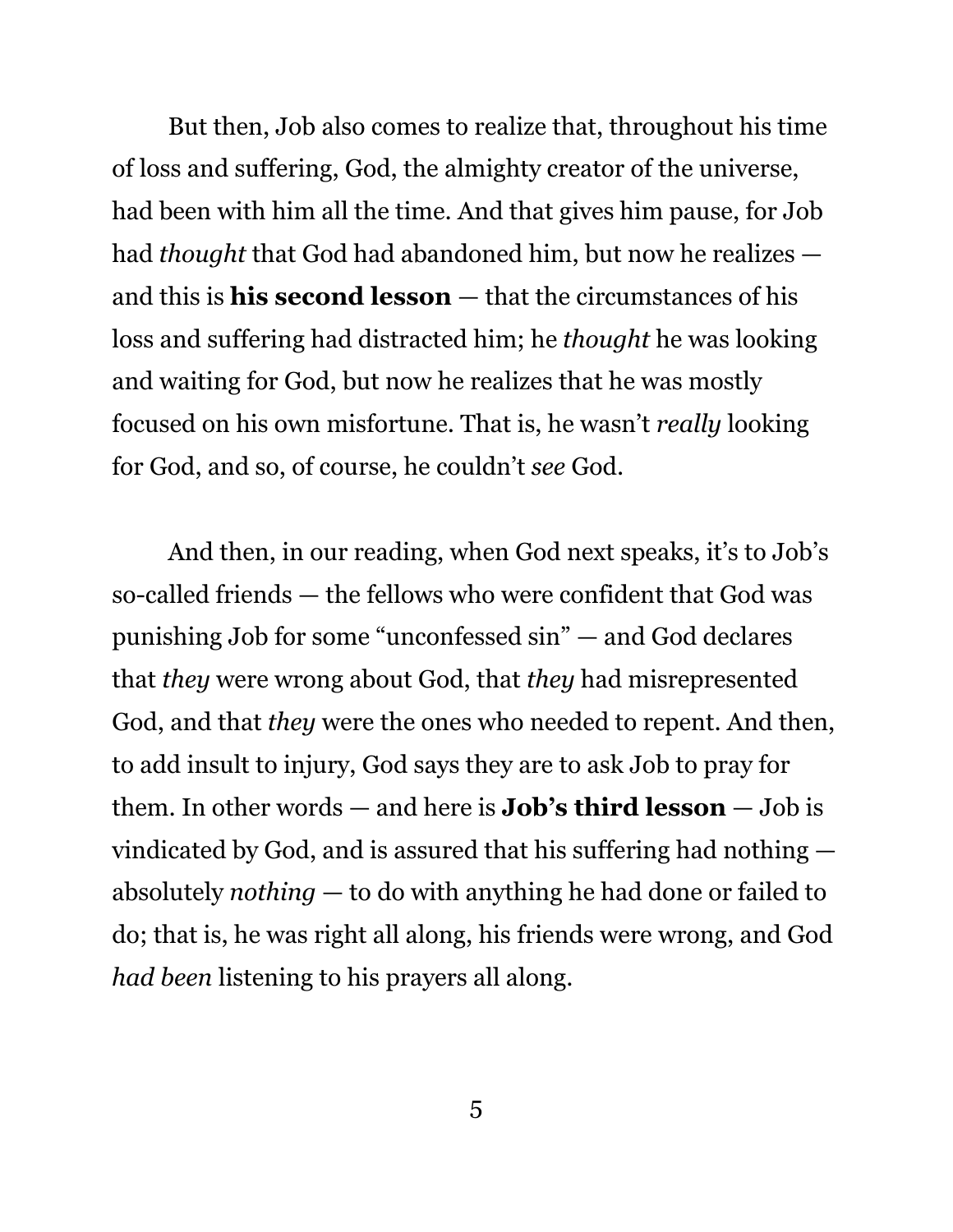But then, Job also comes to realize that, throughout his time of loss and suffering, God, the almighty creator of the universe, had been with him all the time. And that gives him pause, for Job had *thought* that God had abandoned him, but now he realizes — and this is **his second lesson** — that the circumstances of his loss and suffering had distracted him; he *thought* he was looking and waiting for God, but now he realizes that he was mostly focused on his own misfortune. That is, he wasn't *really* looking for God, and so, of course, he couldn't *see* God.

And then, in our reading, when God next speaks, it's to Job's so-called friends — the fellows who were confident that God was punishing Job for some "unconfessed sin" — and God declares that *they* were wrong about God, that *they* had misrepresented God, and that *they* were the ones who needed to repent. And then, to add insult to injury, God says they are to ask Job to pray for them. In other words — and here is **Job's third lesson** — Job is vindicated by God, and is assured that his suffering had nothing — absolutely *nothing* — to do with anything he had done or failed to do; that is, he was right all along, his friends were wrong, and God *had been* listening to his prayers all along.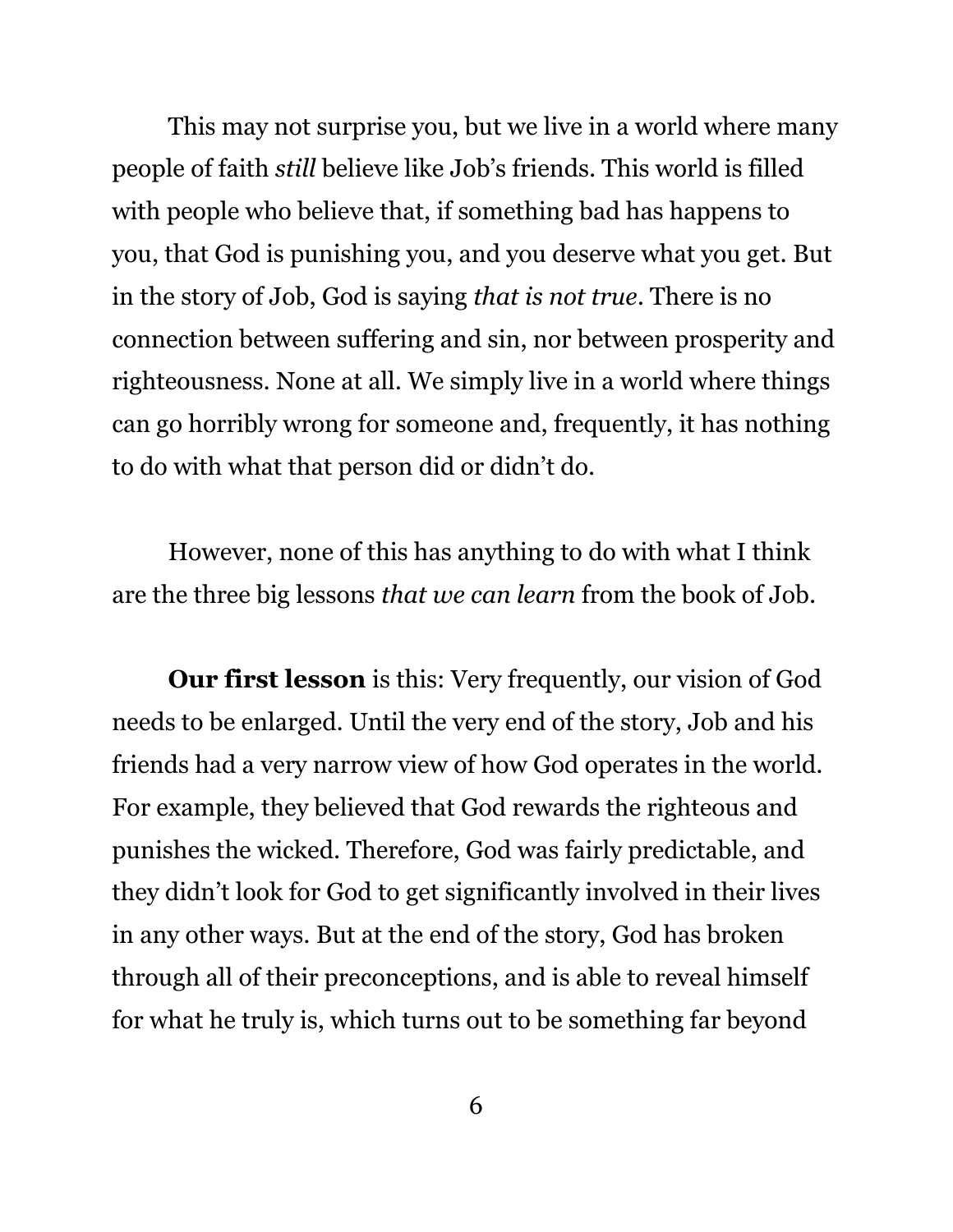This may not surprise you, but we live in a world where many people of faith *still* believe like Job's friends. This world is filled with people who believe that, if something bad has happens to you, that God is punishing you, and you deserve what you get. But in the story of Job, God is saying *that is not true*. There is no connection between suffering and sin, nor between prosperity and righteousness. None at all. We simply live in a world where things can go horribly wrong for someone and, frequently, it has nothing to do with what that person did or didn't do.

However, none of this has anything to do with what I think are the three big lessons *that we can learn* from the book of Job.

**Our first lesson** is this: Very frequently, our vision of God needs to be enlarged. Until the very end of the story, Job and his friends had a very narrow view of how God operates in the world. For example, they believed that God rewards the righteous and punishes the wicked. Therefore, God was fairly predictable, and they didn't look for God to get significantly involved in their lives in any other ways. But at the end of the story, God has broken through all of their preconceptions, and is able to reveal himself for what he truly is, which turns out to be something far beyond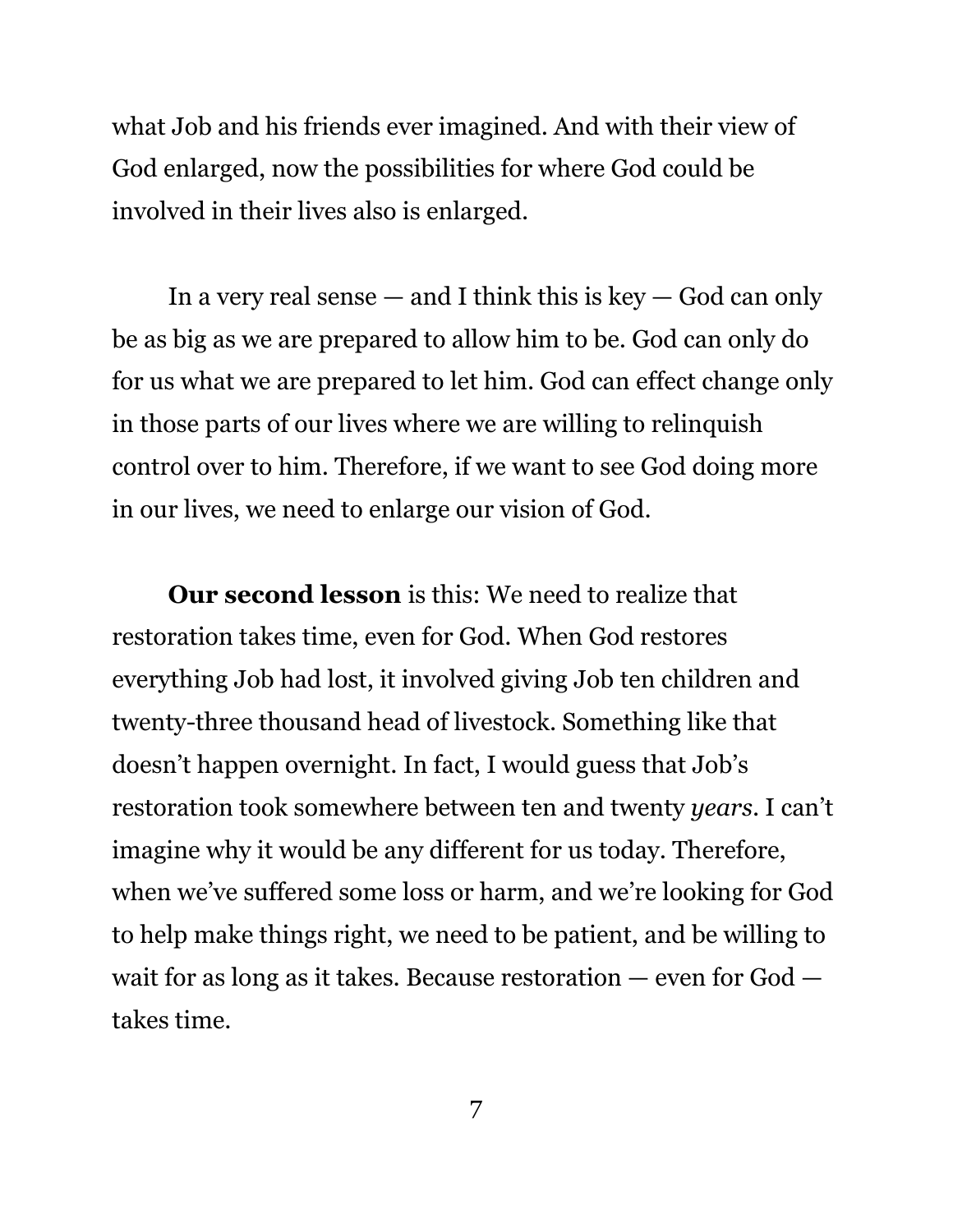what Job and his friends ever imagined. And with their view of God enlarged, now the possibilities for where God could be involved in their lives also is enlarged.

In a very real sense — and I think this is key — God can only be as big as we are prepared to allow him to be. God can only do for us what we are prepared to let him. God can effect change only in those parts of our lives where we are willing to relinquish control over to him. Therefore, if we want to see God doing more in our lives, we need to enlarge our vision of God.

**Our second lesson** is this: We need to realize that restoration takes time, even for God. When God restores everything Job had lost, it involved giving Job ten children and twenty-three thousand head of livestock. Something like that doesn't happen overnight. In fact, I would guess that Job's restoration took somewhere between ten and twenty *years*. I can't imagine why it would be any different for us today. Therefore, when we've suffered some loss or harm, and we're looking for God to help make things right, we need to be patient, and be willing to wait for as long as it takes. Because restoration — even for God — takes time.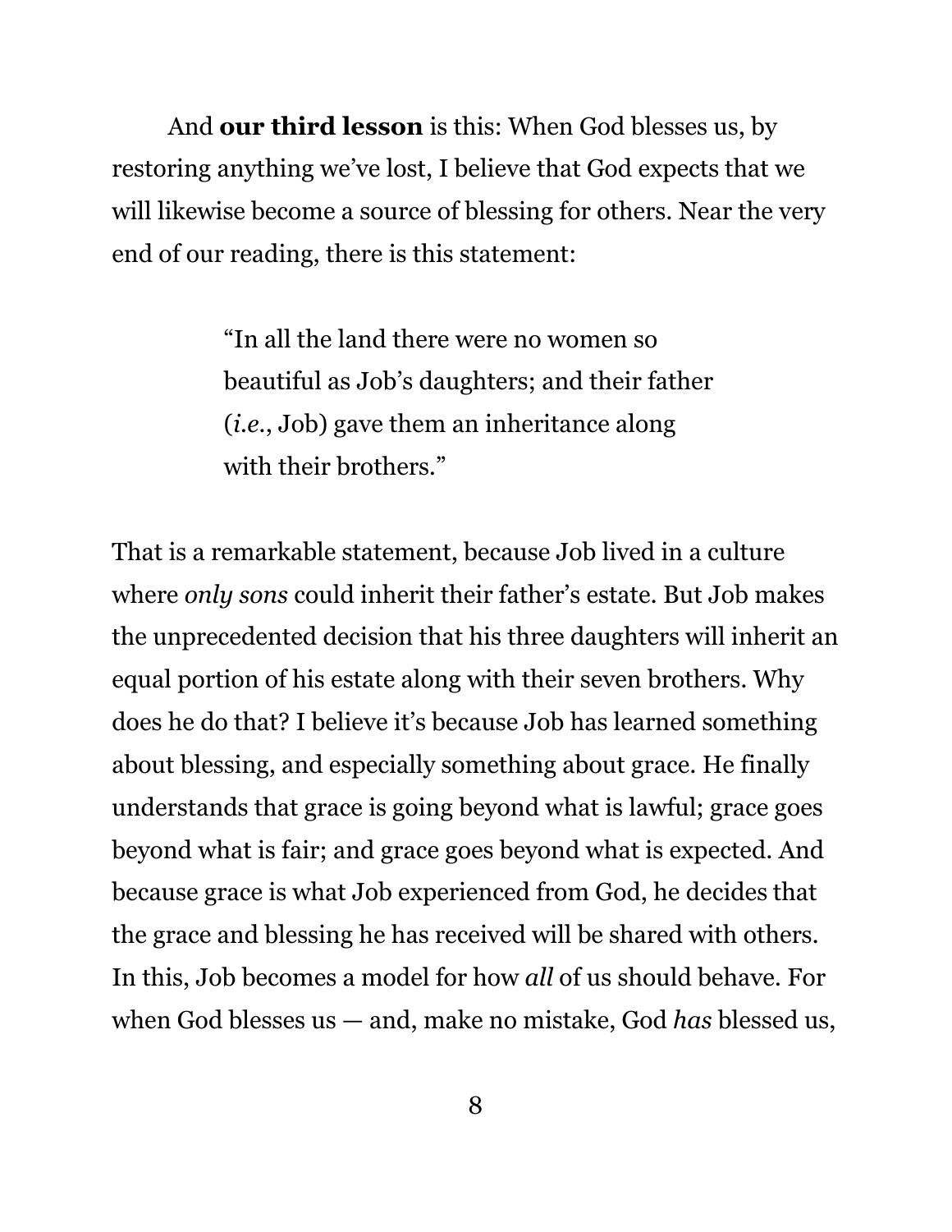And **our third lesson** is this: When God blesses us, by restoring anything we've lost, I believe that God expects that we will likewise become a source of blessing for others. Near the very end of our reading, there is this statement:

> "In all the land there were no women so beautiful as Job's daughters; and their father (*i.e.*, Job) gave them an inheritance along with their brothers."

That is a remarkable statement, because Job lived in a culture where *only sons* could inherit their father's estate. But Job makes the unprecedented decision that his three daughters will inherit an equal portion of his estate along with their seven brothers. Why does he do that? I believe it's because Job has learned something about blessing, and especially something about grace. He finally understands that grace is going beyond what is lawful; grace goes beyond what is fair; and grace goes beyond what is expected. And because grace is what Job experienced from God, he decides that the grace and blessing he has received will be shared with others. In this, Job becomes a model for how *all* of us should behave. For when God blesses us — and, make no mistake, God *has* blessed us,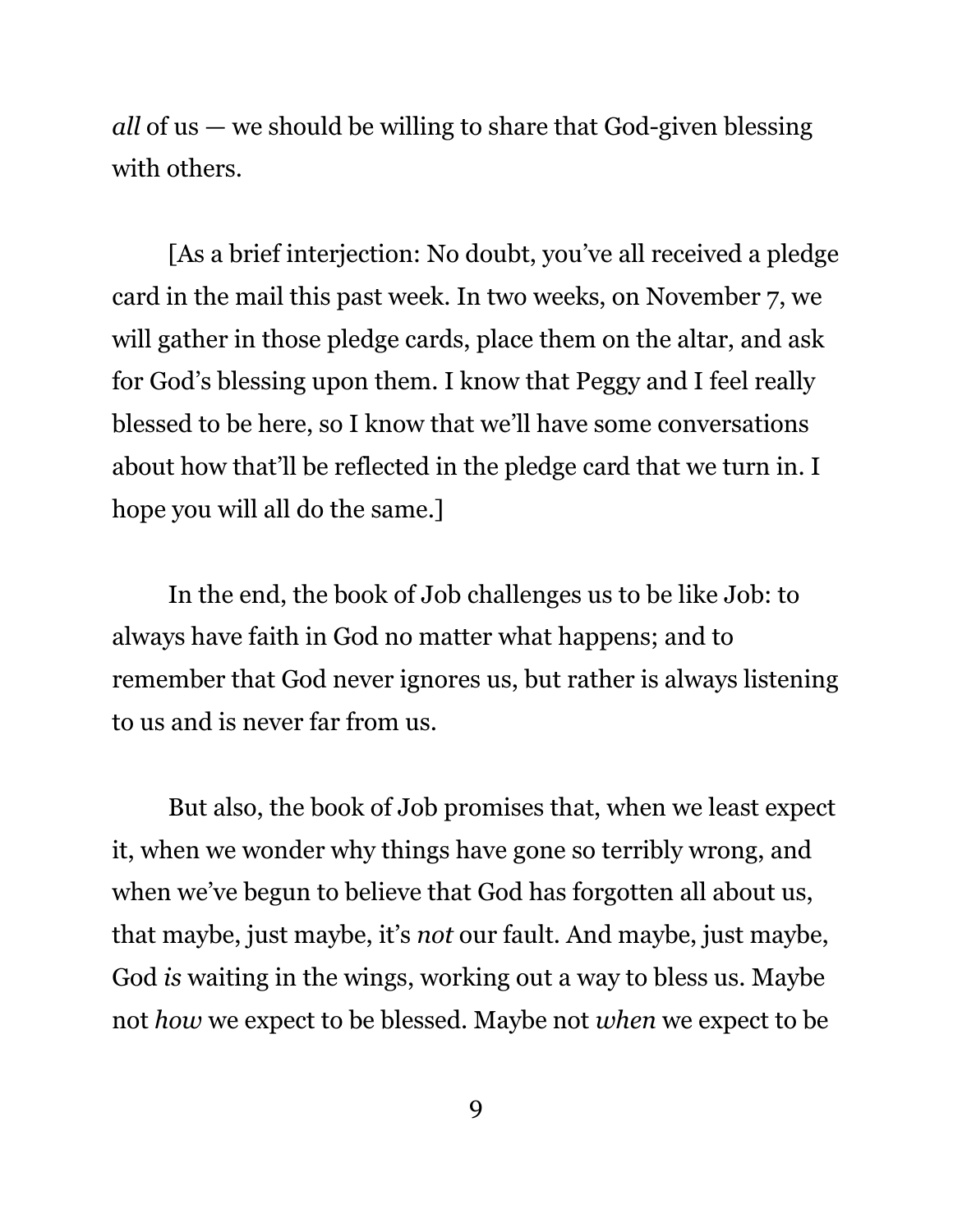*all* of us — we should be willing to share that God-given blessing with others.

[As a brief interjection: No doubt, you've all received a pledge card in the mail this past week. In two weeks, on November 7, we will gather in those pledge cards, place them on the altar, and ask for God's blessing upon them. I know that Peggy and I feel really blessed to be here, so I know that we'll have some conversations about how that'll be reflected in the pledge card that we turn in. I hope you will all do the same.]

In the end, the book of Job challenges us to be like Job: to always have faith in God no matter what happens; and to remember that God never ignores us, but rather is always listening to us and is never far from us.

But also, the book of Job promises that, when we least expect it, when we wonder why things have gone so terribly wrong, and when we've begun to believe that God has forgotten all about us, that maybe, just maybe, it's *not* our fault. And maybe, just maybe, God *is* waiting in the wings, working out a way to bless us. Maybe not *how* we expect to be blessed. Maybe not *when* we expect to be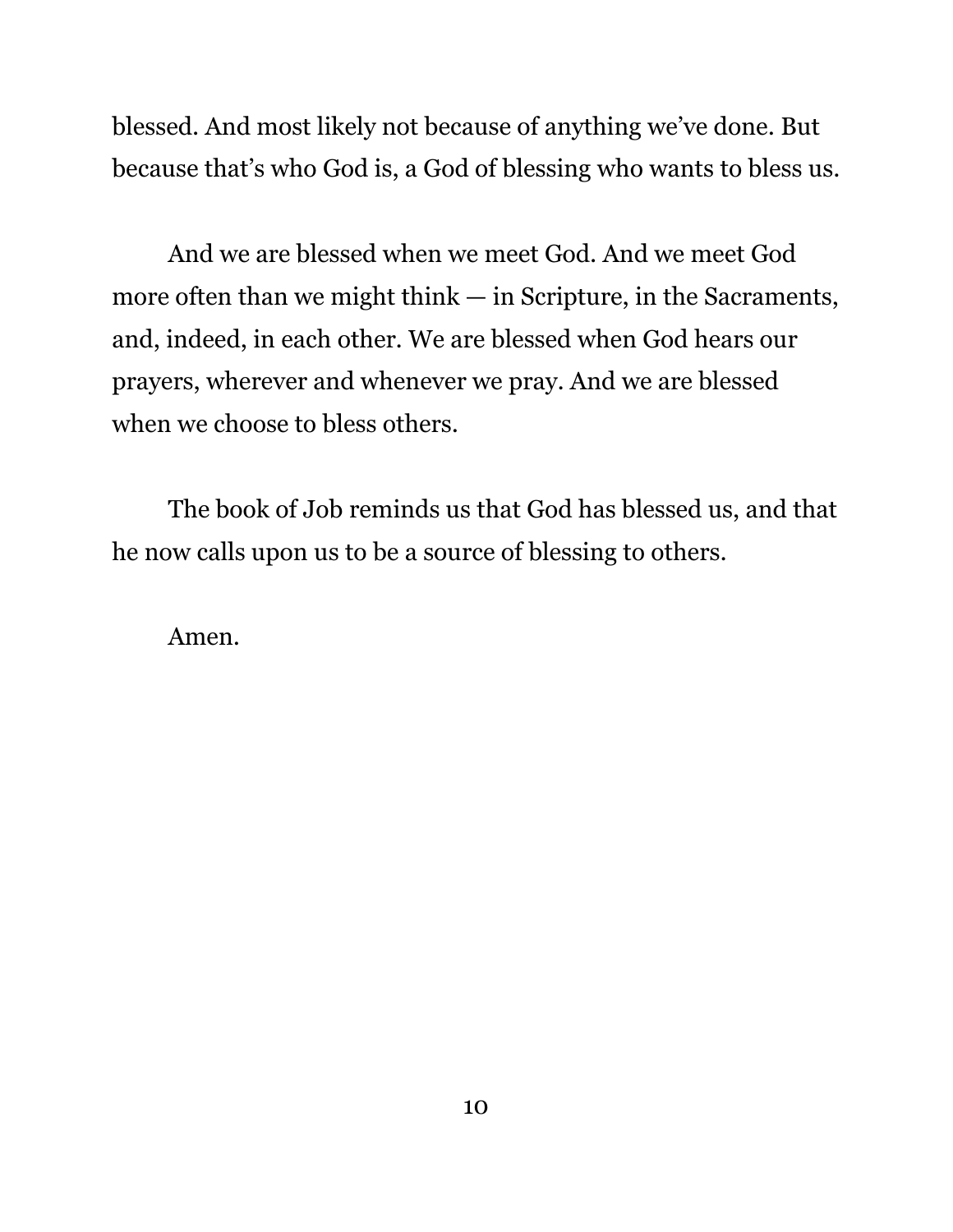blessed. And most likely not because of anything we've done. But because that's who God is, a God of blessing who wants to bless us.

And we are blessed when we meet God. And we meet God more often than we might think — in Scripture, in the Sacraments, and, indeed, in each other. We are blessed when God hears our prayers, wherever and whenever we pray. And we are blessed when we choose to bless others.

The book of Job reminds us that God has blessed us, and that he now calls upon us to be a source of blessing to others.

Amen.